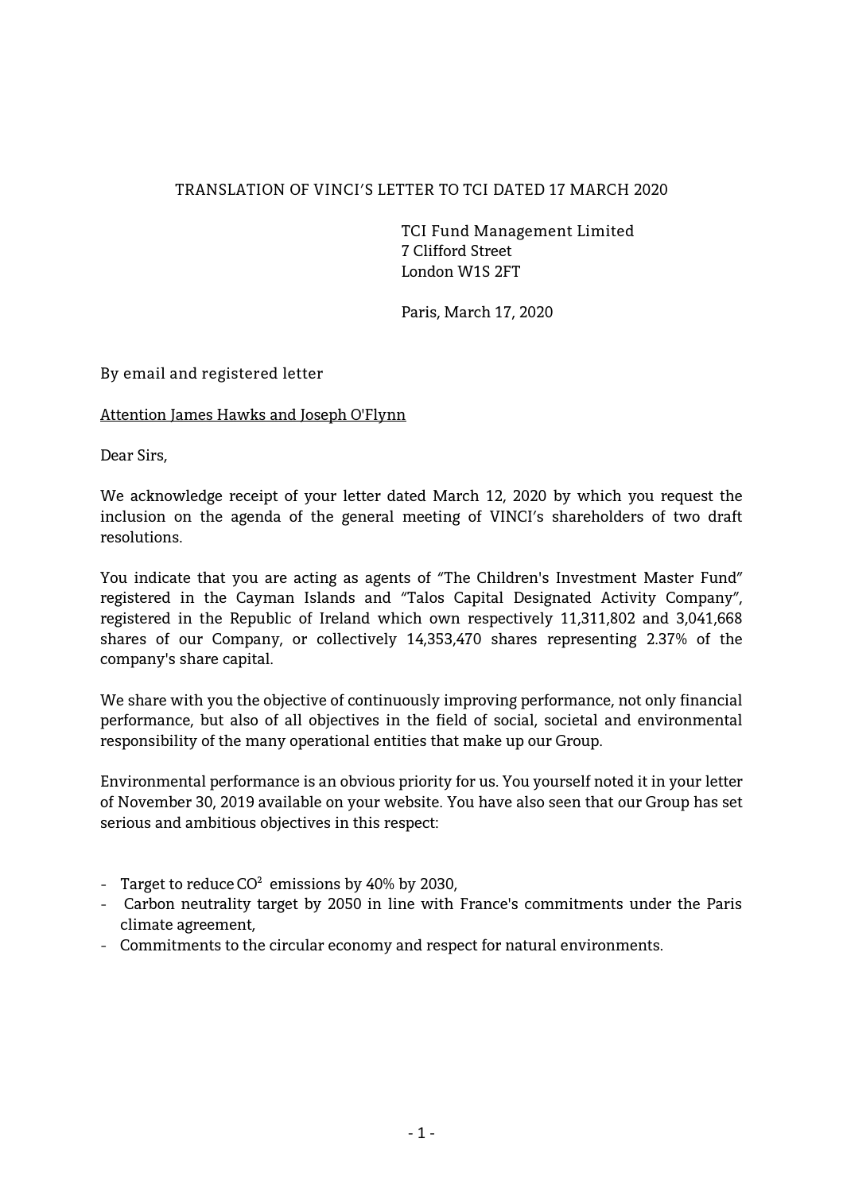TRANSLATION OF VINCI'S LETTER TO TCI DATED 17 MARCH 2020

TCI Fund Management Limited
7 Clifford Street
London W1S 2FT

Paris, March 17, 2020

By email and registered letter

Attention James Hawks and Joseph O'Flynn

Dear Sirs,

We acknowledge receipt of your letter dated March 12, 2020 by which you request the inclusion on the agenda of the general meeting of VINCI's shareholders of two draft resolutions.

You indicate that you are acting as agents of "The Children's Investment Master Fund" registered in the Cayman Islands and "Talos Capital Designated Activity Company", registered in the Republic of Ireland which own respectively 11,311,802 and 3,041,668 shares of our Company, or collectively 14,353,470 shares representing 2.37% of the company's share capital.

We share with you the objective of continuously improving performance, not only financial performance, but also of all objectives in the field of social, societal and environmental responsibility of the many operational entities that make up our Group.

Environmental performance is an obvious priority for us. You yourself noted it in your letter of November 30, 2019 available on your website. You have also seen that our Group has set serious and ambitious objectives in this respect:

- Target to reduce $CO^2$ emissions by 40% by 2030,
- Carbon neutrality target by 2050 in line with France's commitments under the Paris climate agreement,
- Commitments to the circular economy and respect for natural environments.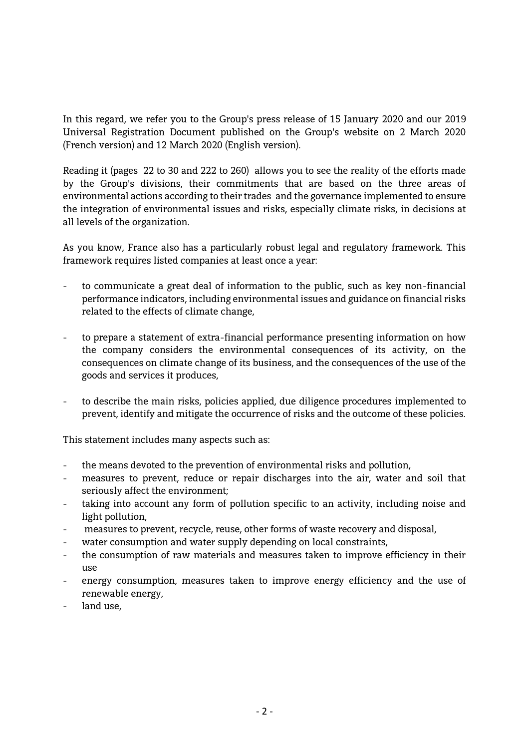In this regard, we refer you to the Group's press release of 15 January 2020 and our 2019 Universal Registration Document published on the Group's website on 2 March 2020 (French version) and 12 March 2020 (English version).

Reading it (pages 22 to 30 and 222 to 260) allows you to see the reality of the efforts made by the Group's divisions, their commitments that are based on the three areas of environmental actions according to their trades and the governance implemented to ensure the integration of environmental issues and risks, especially climate risks, in decisions at all levels of the organization.

As you know, France also has a particularly robust legal and regulatory framework. This framework requires listed companies at least once a year:

- to communicate a great deal of information to the public, such as key non-financial performance indicators, including environmental issues and guidance on financial risks related to the effects of climate change,

- to prepare a statement of extra-financial performance presenting information on how the company considers the environmental consequences of its activity, on the consequences on climate change of its business, and the consequences of the use of the goods and services it produces,

- to describe the main risks, policies applied, due diligence procedures implemented to prevent, identify and mitigate the occurrence of risks and the outcome of these policies.

This statement includes many aspects such as:

- the means devoted to the prevention of environmental risks and pollution,
- measures to prevent, reduce or repair discharges into the air, water and soil that seriously affect the environment;
- taking into account any form of pollution specific to an activity, including noise and light pollution,
- measures to prevent, recycle, reuse, other forms of waste recovery and disposal,
- water consumption and water supply depending on local constraints,
- the consumption of raw materials and measures taken to improve efficiency in their use
- energy consumption, measures taken to improve energy efficiency and the use of renewable energy,
- land use,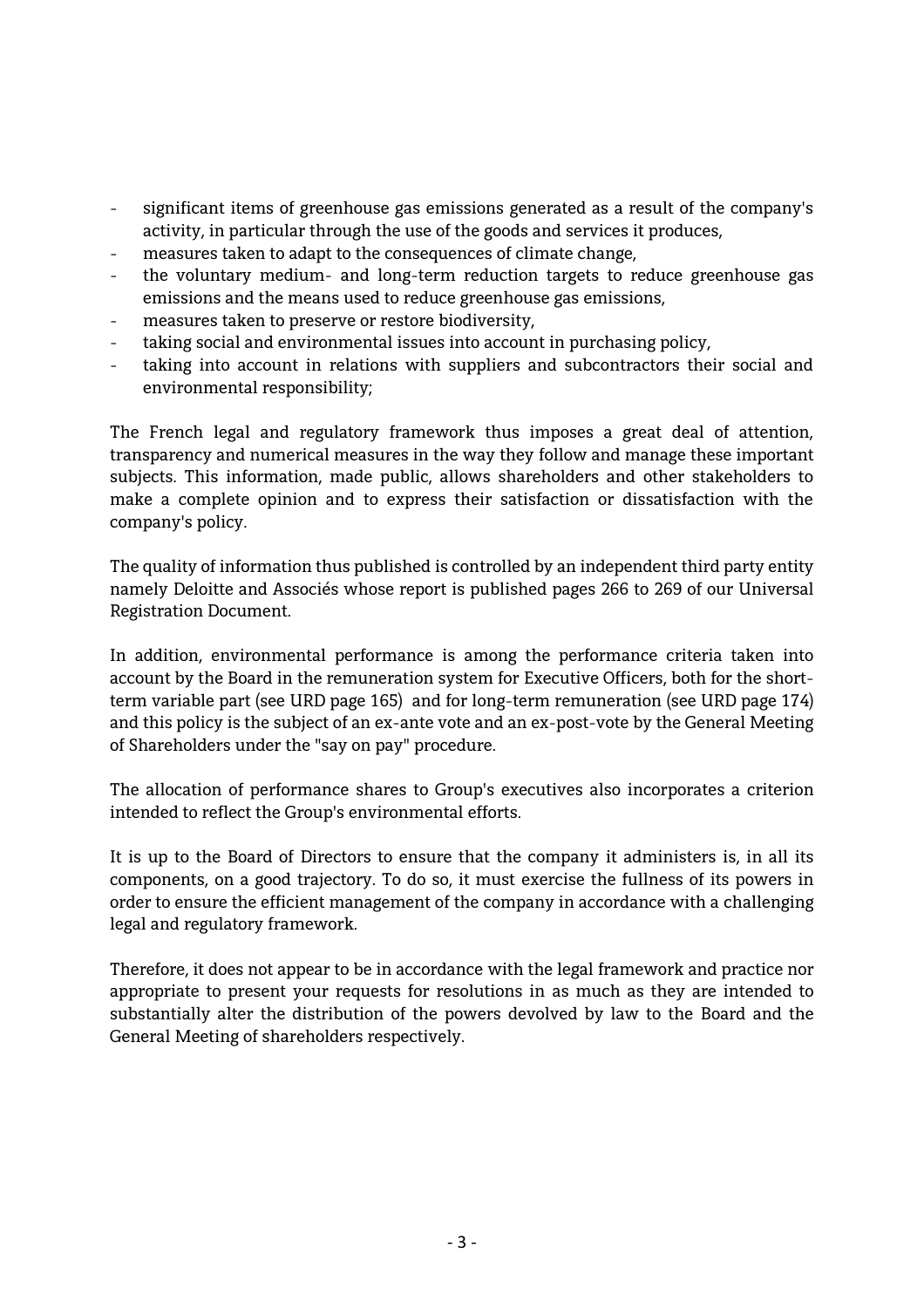- significant items of greenhouse gas emissions generated as a result of the company's activity, in particular through the use of the goods and services it produces,
- measures taken to adapt to the consequences of climate change,
- the voluntary medium- and long-term reduction targets to reduce greenhouse gas emissions and the means used to reduce greenhouse gas emissions,
- measures taken to preserve or restore biodiversity,
- taking social and environmental issues into account in purchasing policy,
- taking into account in relations with suppliers and subcontractors their social and environmental responsibility;

The French legal and regulatory framework thus imposes a great deal of attention, transparency and numerical measures in the way they follow and manage these important subjects. This information, made public, allows shareholders and other stakeholders to make a complete opinion and to express their satisfaction or dissatisfaction with the company's policy.

The quality of information thus published is controlled by an independent third party entity namely Deloitte and Associés whose report is published pages 266 to 269 of our Universal Registration Document.

In addition, environmental performance is among the performance criteria taken into account by the Board in the remuneration system for Executive Officers, both for the short-term variable part (see URD page 165) and for long-term remuneration (see URD page 174) and this policy is the subject of an ex-ante vote and an ex-post-vote by the General Meeting of Shareholders under the "say on pay" procedure.

The allocation of performance shares to Group's executives also incorporates a criterion intended to reflect the Group's environmental efforts.

It is up to the Board of Directors to ensure that the company it administers is, in all its components, on a good trajectory. To do so, it must exercise the fullness of its powers in order to ensure the efficient management of the company in accordance with a challenging legal and regulatory framework.

Therefore, it does not appear to be in accordance with the legal framework and practice nor appropriate to present your requests for resolutions in as much as they are intended to substantially alter the distribution of the powers devolved by law to the Board and the General Meeting of shareholders respectively.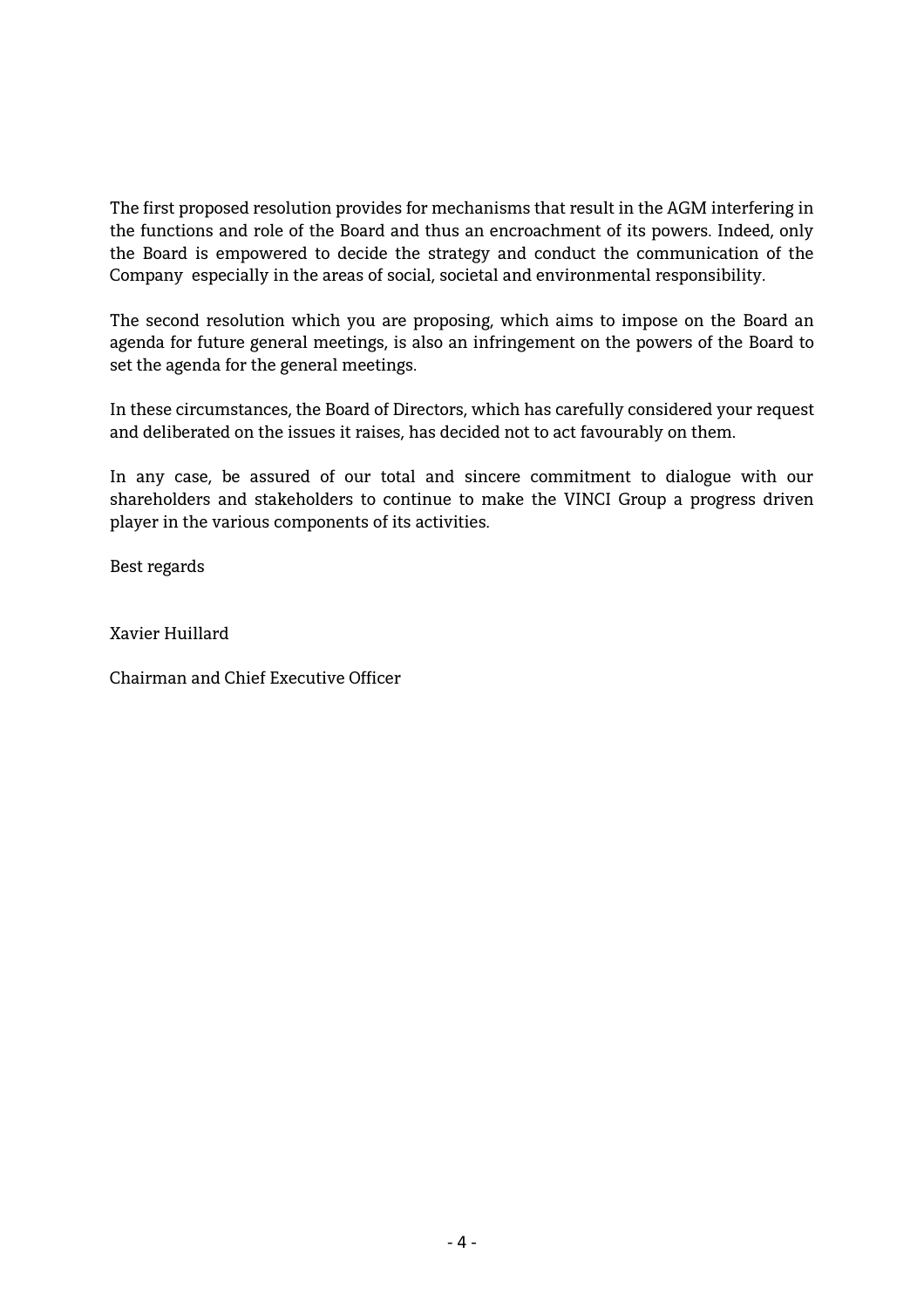The first proposed resolution provides for mechanisms that result in the AGM interfering in the functions and role of the Board and thus an encroachment of its powers. Indeed, only the Board is empowered to decide the strategy and conduct the communication of the Company especially in the areas of social, societal and environmental responsibility.

The second resolution which you are proposing, which aims to impose on the Board an agenda for future general meetings, is also an infringement on the powers of the Board to set the agenda for the general meetings.

In these circumstances, the Board of Directors, which has carefully considered your request and deliberated on the issues it raises, has decided not to act favourably on them.

In any case, be assured of our total and sincere commitment to dialogue with our shareholders and stakeholders to continue to make the VINCI Group a progress driven player in the various components of its activities.

Best regards

Xavier Huillard

Chairman and Chief Executive Officer